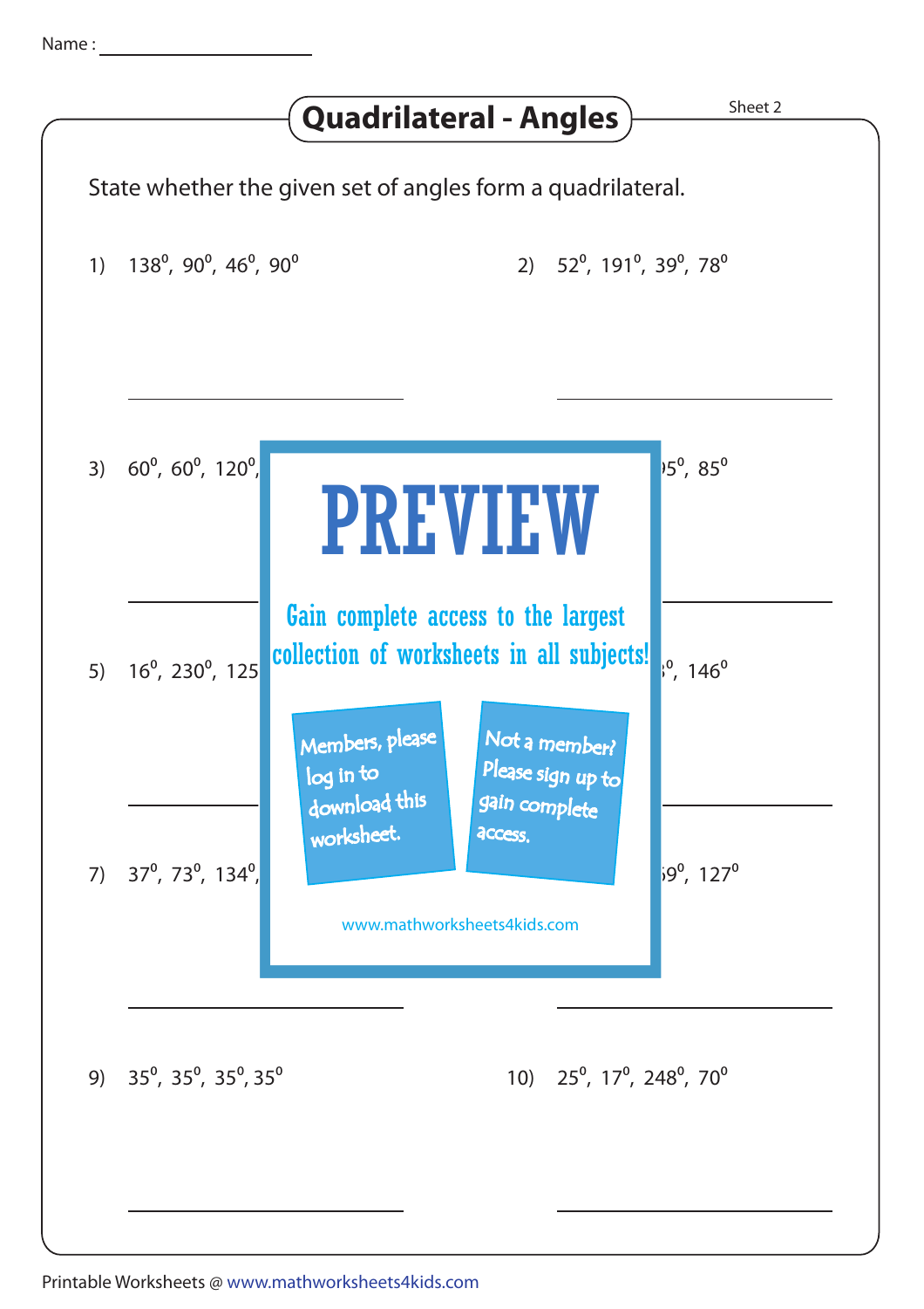Name : ____________________

# Quadrilateral - Angles

Sheet 2

State whether the given set of angles form a quadrilateral.

1) $138^0$, $90^0$, $46^0$, $90^0$

2) $52^0$, $191^0$, $39^0$, $78^0$

3) $60^0$, $60^0$, $120^0$, ...

4) ... $5^0$, $85^0$

# PREVIEW

Gain complete access to the largest collection of worksheets in all subjects!

Members, please log in to download this worksheet.

Not a member? Please sign up to gain complete access.

www.mathworksheets4kids.com

5) $16^0$, $230^0$, $125$ ...

6) ... $^0$, $146^0$

7) $37^0$, $73^0$, $134^0$, ...

8) ... $9^0$, $127^0$

9) $35^0$, $35^0$, $35^0$, $35^0$

10) $25^0$, $17^0$, $248^0$, $70^0$

Printable Worksheets @ www.mathworksheets4kids.com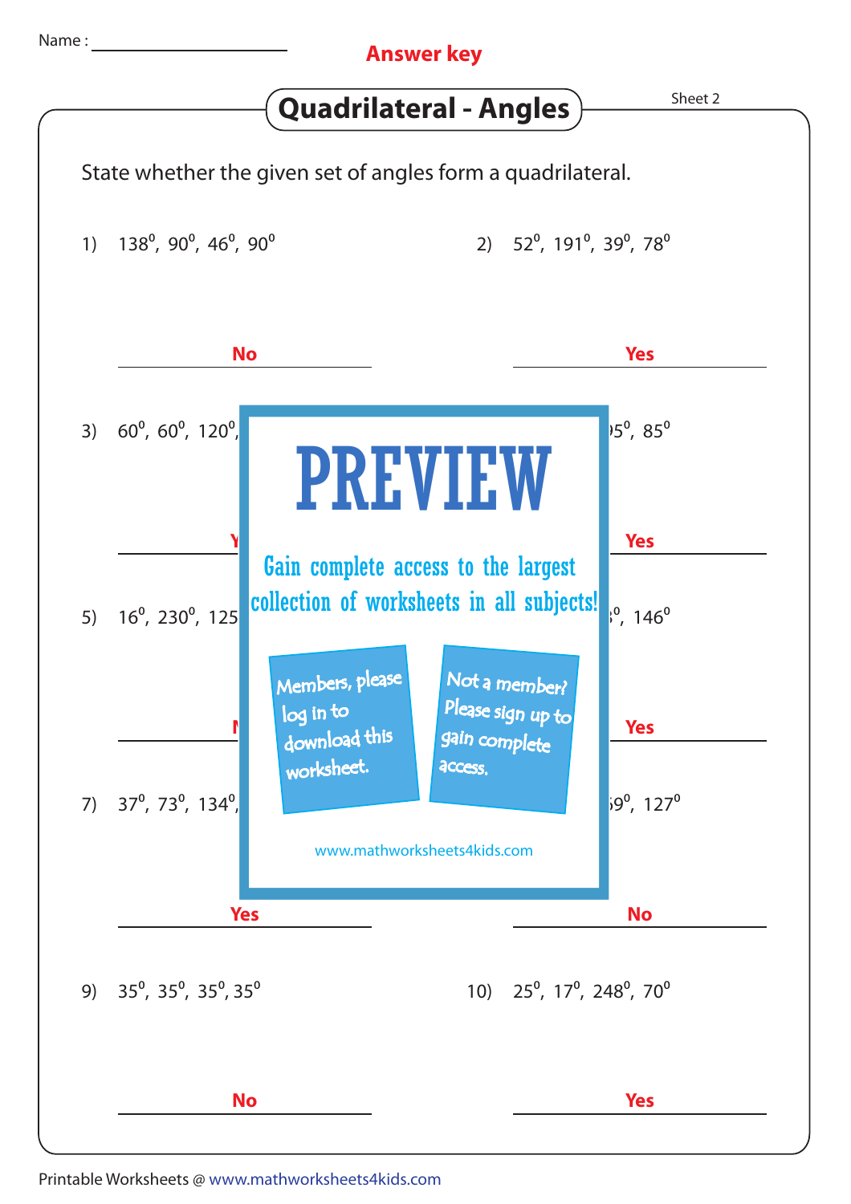Name : ________________

**Answer key**

# Quadrilateral - Angles

Sheet 2

State whether the given set of angles form a quadrilateral.

1) $138^0$, $90^0$, $46^0$, $90^0$

**No**

2) $52^0$, $191^0$, $39^0$, $78^0$

**Yes**

3) $60^0$, $60^0$, $120^0$,

**Y**

4) $5^0$, $85^0$

**Yes**

5) $16^0$, $230^0$, 125

**N**

6) $^0$, $146^0$

**Yes**

7) $37^0$, $73^0$, $134^0$,

**Yes**

8) $9^0$, $127^0$

**No**

9) $35^0$, $35^0$, $35^0$, $35^0$

**No**

10) $25^0$, $17^0$, $248^0$, $70^0$

**Yes**

PREVIEW

Gain complete access to the largest collection of worksheets in all subjects!

Members, please log in to download this worksheet.

Not a member? Please sign up to gain complete access.

www.mathworksheets4kids.com

Printable Worksheets @ www.mathworksheets4kids.com